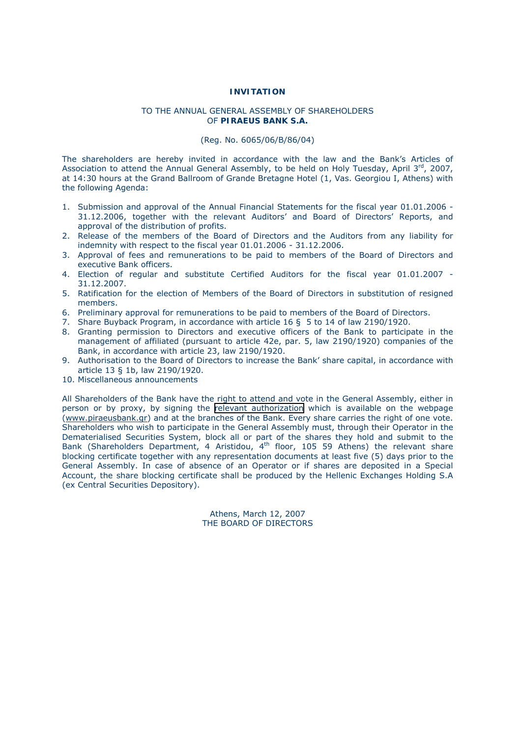**INVITATION**

TO THE ANNUAL GENERAL ASSEMBLY OF SHAREHOLDERS
OF **PIRAEUS BANK S.A.**

(Reg. No. 6065/06/B/86/04)

The shareholders are hereby invited in accordance with the law and the Bank's Articles of Association to attend the Annual General Assembly, to be held on Holy Tuesday, April 3rd, 2007, at 14:30 hours at the Grand Ballroom of Grande Bretagne Hotel (1, Vas. Georgiou I, Athens) with the following Agenda:

1. Submission and approval of the Annual Financial Statements for the fiscal year 01.01.2006 - 31.12.2006, together with the relevant Auditors' and Board of Directors' Reports, and approval of the distribution of profits.
2. Release of the members of the Board of Directors and the Auditors from any liability for indemnity with respect to the fiscal year 01.01.2006 - 31.12.2006.
3. Approval of fees and remunerations to be paid to members of the Board of Directors and executive Bank officers.
4. Election of regular and substitute Certified Auditors for the fiscal year 01.01.2007 - 31.12.2007.
5. Ratification for the election of Members of the Board of Directors in substitution of resigned members.
6. Preliminary approval for remunerations to be paid to members of the Board of Directors.
7. Share Buyback Program, in accordance with article 16 § 5 to 14 of law 2190/1920.
8. Granting permission to Directors and executive officers of the Bank to participate in the management of affiliated (pursuant to article 42e, par. 5, law 2190/1920) companies of the Bank, in accordance with article 23, law 2190/1920.
9. Authorisation to the Board of Directors to increase the Bank' share capital, in accordance with article 13 § 1b, law 2190/1920.
10. Miscellaneous announcements

All Shareholders of the Bank have the right to attend and vote in the General Assembly, either in person or by proxy, by signing the relevant authorization which is available on the webpage (www.piraeusbank.gr) and at the branches of the Bank. Every share carries the right of one vote. Shareholders who wish to participate in the General Assembly must, through their Operator in the Dematerialised Securities System, block all or part of the shares they hold and submit to the Bank (Shareholders Department, 4 Aristidou, 4th floor, 105 59 Athens) the relevant share blocking certificate together with any representation documents at least five (5) days prior to the General Assembly. In case of absence of an Operator or if shares are deposited in a Special Account, the share blocking certificate shall be produced by the Hellenic Exchanges Holding S.A (ex Central Securities Depository).

Athens, March 12, 2007
THE BOARD OF DIRECTORS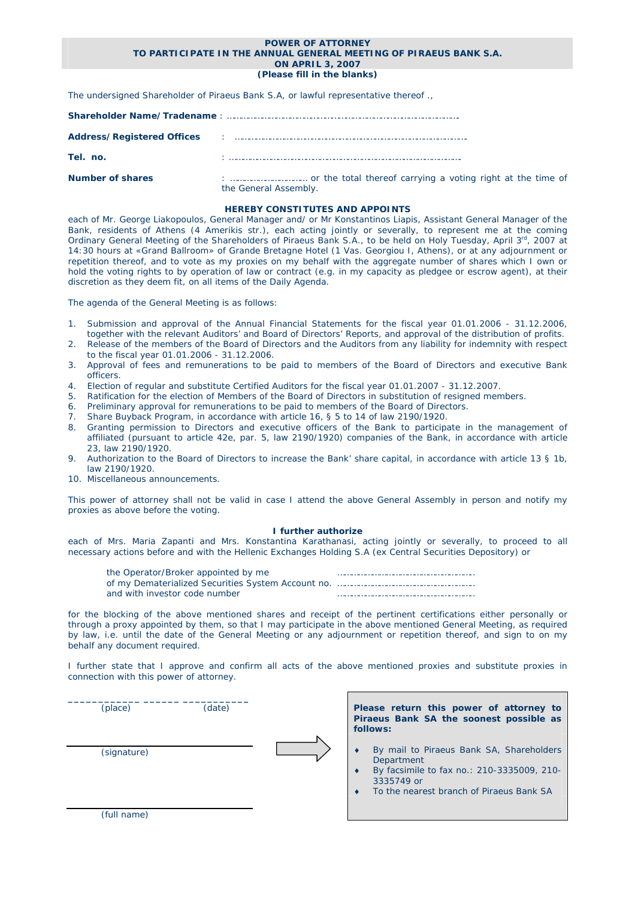# POWER OF ATTORNEY
# TO PARTICIPATE IN THE ANNUAL GENERAL MEETING OF PIRAEUS BANK S.A.
# ON APRIL 3, 2007
**(Please fill in the blanks)**

The undersigned Shareholder of Piraeus Bank S.A, or lawful representative thereof .,

**Shareholder Name/Tradename** : ………………………………………………………………………………

**Address/Registered Offices** : ………………………………………………………………………………

**Tel. no.** : ………………………………………………………………………………

**Number of shares** : ………………………… or the total thereof carrying a voting right at the time of the General Assembly.

**HEREBY CONSTITUTES AND APPOINTS**

each of Mr. George Liakopoulos, General Manager and/ or Mr Konstantinos Liapis, Assistant General Manager of the Bank, residents of Athens (4 Amerikis str.), each acting jointly or severally, to represent me at the coming Ordinary General Meeting of the Shareholders of Piraeus Bank S.A., to be held on Holy Tuesday, April 3rd, 2007 at 14:30 hours at «Grand Ballroom» of Grande Bretagne Hotel (1 Vas. Georgiou I, Athens), or at any adjournment or repetition thereof, and to vote as my proxies on my behalf with the aggregate number of shares which I own or hold the voting rights to by operation of law or contract (e.g. in my capacity as pledgee or escrow agent), at their discretion as they deem fit, on all items of the Daily Agenda.

The agenda of the General Meeting is as follows:

1. Submission and approval of the Annual Financial Statements for the fiscal year 01.01.2006 - 31.12.2006, together with the relevant Auditors' and Board of Directors' Reports, and approval of the distribution of profits.
2. Release of the members of the Board of Directors and the Auditors from any liability for indemnity with respect to the fiscal year 01.01.2006 - 31.12.2006.
3. Approval of fees and remunerations to be paid to members of the Board of Directors and executive Bank officers.
4. Election of regular and substitute Certified Auditors for the fiscal year 01.01.2007 - 31.12.2007.
5. Ratification for the election of Members of the Board of Directors in substitution of resigned members.
6. Preliminary approval for remunerations to be paid to members of the Board of Directors.
7. Share Buyback Program, in accordance with article 16, § 5 to 14 of law 2190/1920.
8. Granting permission to Directors and executive officers of the Bank to participate in the management of affiliated (pursuant to article 42e, par. 5, law 2190/1920) companies of the Bank, in accordance with article 23, law 2190/1920.
9. Authorization to the Board of Directors to increase the Bank' share capital, in accordance with article 13 § 1b, law 2190/1920.
10. Miscellaneous announcements.

This power of attorney shall not be valid in case I attend the above General Assembly in person and notify my proxies as above before the voting.

**I further authorize**

each of Mrs. Maria Zapanti and Mrs. Konstantina Karathanasi, acting jointly or severally, to proceed to all necessary actions before and with the Hellenic Exchanges Holding S.A (ex Central Securities Depository) or

the Operator/Broker appointed by me ………………………………………………
of my Dematerialized Securities System Account no. ………………………………………………
and with investor code number ………………………………………………

for the blocking of the above mentioned shares and receipt of the pertinent certifications either personally or through a proxy appointed by them, so that I may participate in the above mentioned General Meeting, as required by law, i.e. until the date of the General Meeting or any adjournment or repetition thereof, and sign to on my behalf any document required.

I further state that I approve and confirm all acts of the above mentioned proxies and substitute proxies in connection with this power of attorney.

____________ ______ ___________
(place) (date)

______________________________
(signature)

______________________________
(full name)

**Please return this power of attorney to Piraeus Bank SA the soonest possible as follows:**

- By mail to Piraeus Bank SA, Shareholders Department
- By facsimile to fax no.: 210-3335009, 210-3335749 or
- To the nearest branch of Piraeus Bank SA